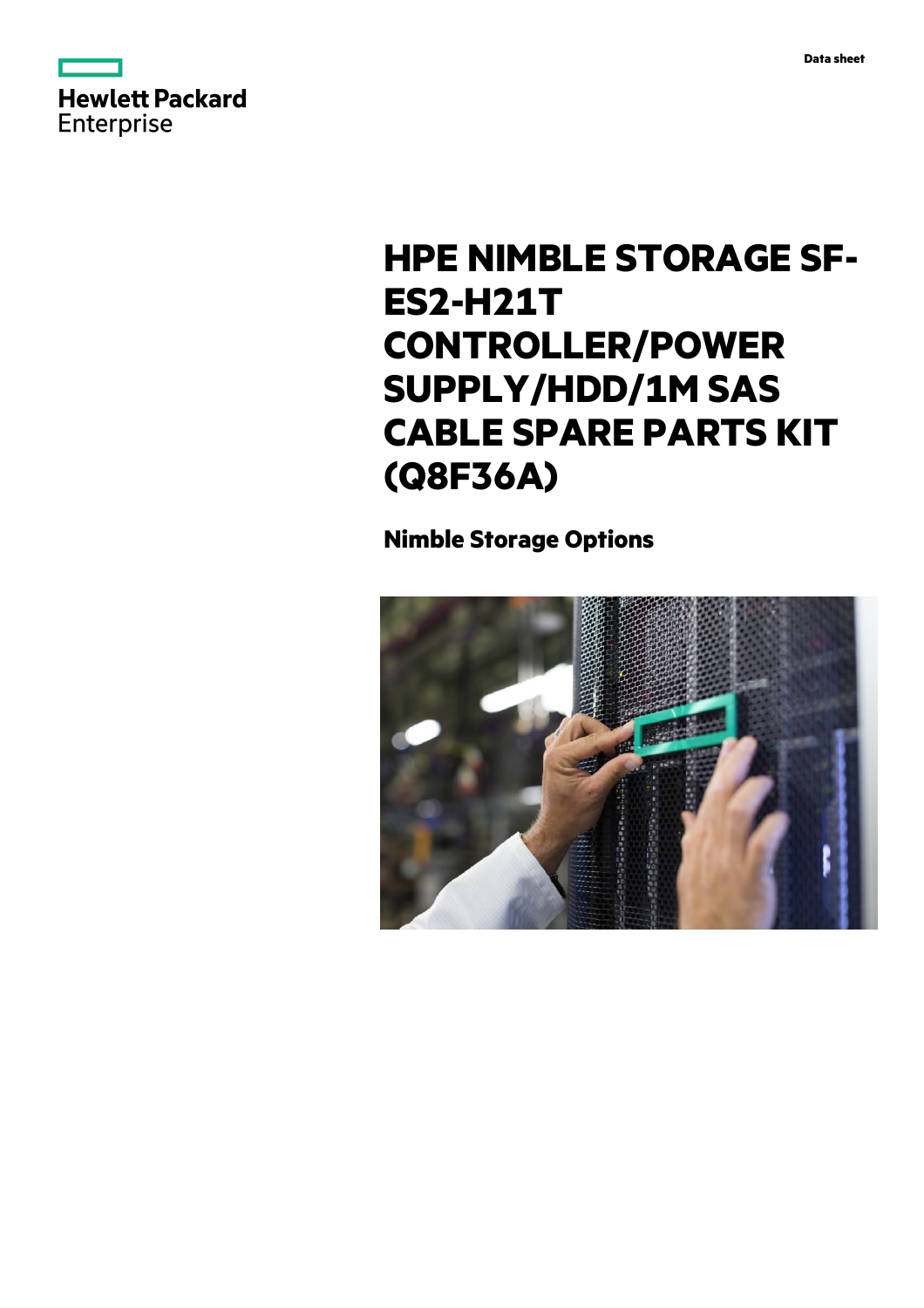Hewlett Packard Enterprise

Data sheet

# HPE NIMBLE STORAGE SF-ES2-H21T CONTROLLER/POWER SUPPLY/HDD/1M SAS CABLE SPARE PARTS KIT (Q8F36A)

## Nimble Storage Options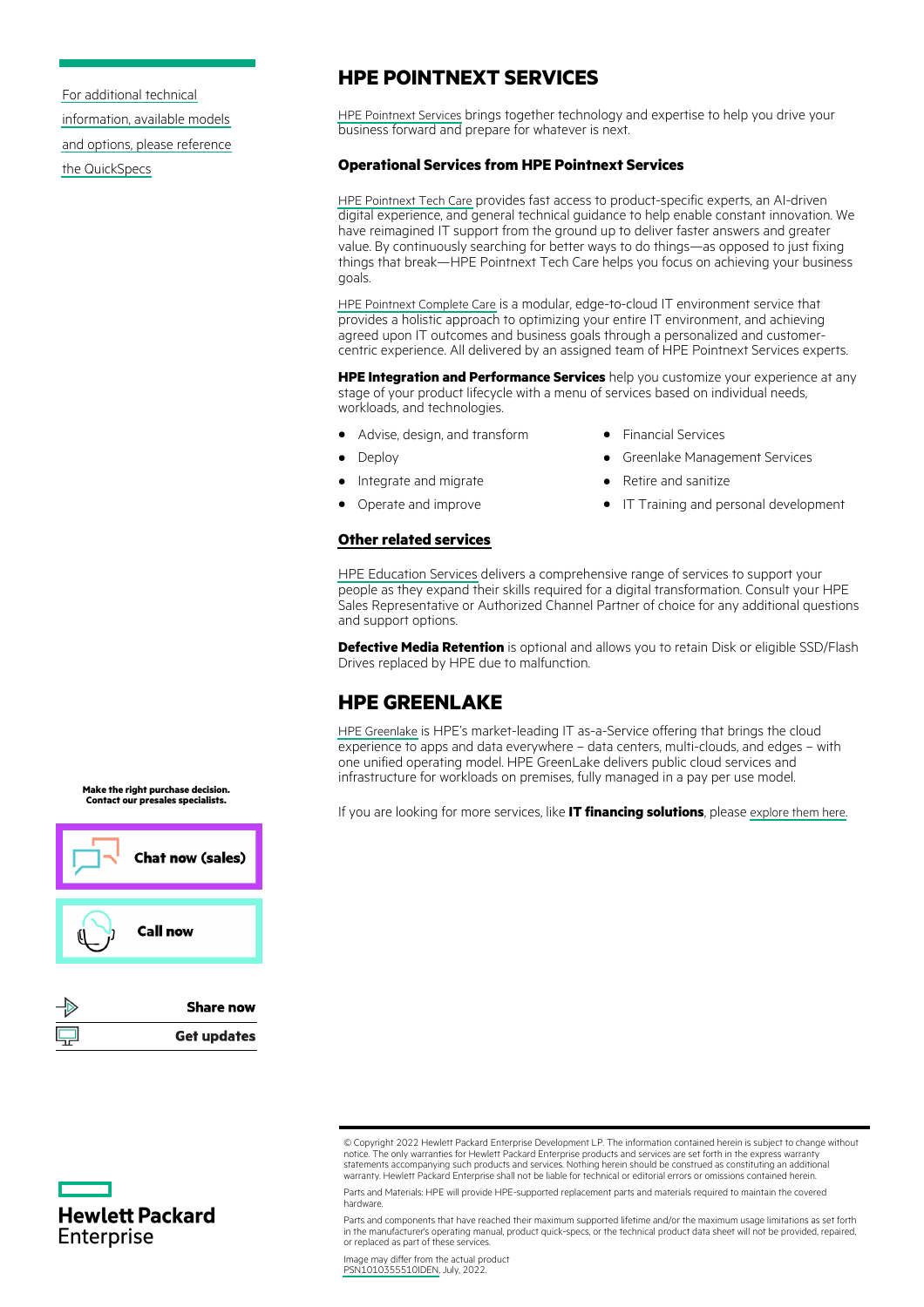For additional technical information, available models and options, please reference the QuickSpecs

## HPE POINTNEXT SERVICES

HPE Pointnext Services brings together technology and expertise to help you drive your business forward and prepare for whatever is next.

### Operational Services from HPE Pointnext Services

HPE Pointnext Tech Care provides fast access to product-specific experts, an AI-driven digital experience, and general technical guidance to help enable constant innovation. We have reimagined IT support from the ground up to deliver faster answers and greater value. By continuously searching for better ways to do things—as opposed to just fixing things that break—HPE Pointnext Tech Care helps you focus on achieving your business goals.

HPE Pointnext Complete Care is a modular, edge-to-cloud IT environment service that provides a holistic approach to optimizing your entire IT environment, and achieving agreed upon IT outcomes and business goals through a personalized and customer-centric experience. All delivered by an assigned team of HPE Pointnext Services experts.

**HPE Integration and Performance Services** help you customize your experience at any stage of your product lifecycle with a menu of services based on individual needs, workloads, and technologies.

- Advise, design, and transform
- Deploy
- Integrate and migrate
- Operate and improve
- Financial Services
- Greenlake Management Services
- Retire and sanitize
- IT Training and personal development

### Other related services

HPE Education Services delivers a comprehensive range of services to support your people as they expand their skills required for a digital transformation. Consult your HPE Sales Representative or Authorized Channel Partner of choice for any additional questions and support options.

**Defective Media Retention** is optional and allows you to retain Disk or eligible SSD/Flash Drives replaced by HPE due to malfunction.

## HPE GREENLAKE

HPE Greenlake is HPE's market-leading IT as-a-Service offering that brings the cloud experience to apps and data everywhere – data centers, multi-clouds, and edges – with one unified operating model. HPE GreenLake delivers public cloud services and infrastructure for workloads on premises, fully managed in a pay per use model.

If you are looking for more services, like **IT financing solutions**, please explore them here.

**Make the right purchase decision. Contact our presales specialists.**

**Chat now (sales)**

**Call now**

**Share now**

**Get updates**

Hewlett Packard Enterprise

© Copyright 2022 Hewlett Packard Enterprise Development LP. The information contained herein is subject to change without notice. The only warranties for Hewlett Packard Enterprise products and services are set forth in the express warranty statements accompanying such products and services. Nothing herein should be construed as constituting an additional warranty. Hewlett Packard Enterprise shall not be liable for technical or editorial errors or omissions contained herein.

Parts and Materials: HPE will provide HPE-supported replacement parts and materials required to maintain the covered hardware.

Parts and components that have reached their maximum supported lifetime and/or the maximum usage limitations as set forth in the manufacturer's operating manual, product quick-specs, or the technical product data sheet will not be provided, repaired, or replaced as part of these services.

Image may differ from the actual product
PSN1010355510IDEN, July, 2022.